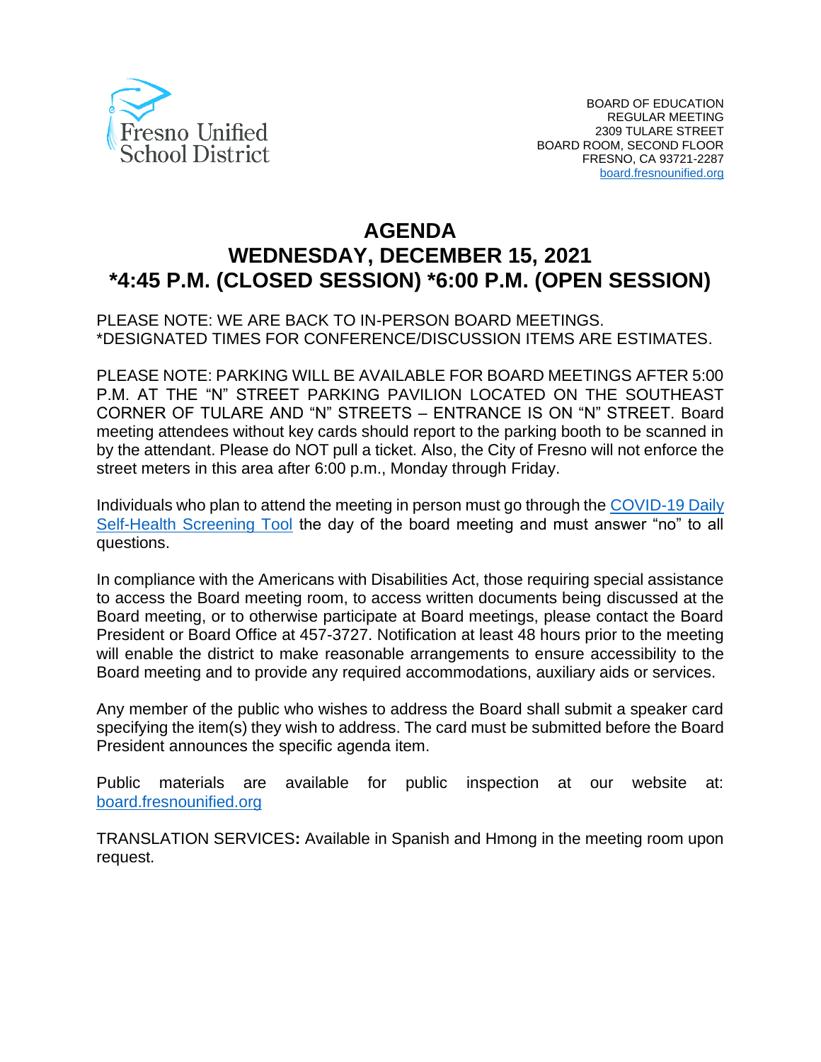Fresno Unified School District

BOARD OF EDUCATION
REGULAR MEETING
2309 TULARE STREET
BOARD ROOM, SECOND FLOOR
FRESNO, CA 93721-2287
board.fresnounified.org

# AGENDA
# WEDNESDAY, DECEMBER 15, 2021
# *4:45 P.M. (CLOSED SESSION) *6:00 P.M. (OPEN SESSION)

PLEASE NOTE: WE ARE BACK TO IN-PERSON BOARD MEETINGS.
*DESIGNATED TIMES FOR CONFERENCE/DISCUSSION ITEMS ARE ESTIMATES.

PLEASE NOTE: PARKING WILL BE AVAILABLE FOR BOARD MEETINGS AFTER 5:00 P.M. AT THE "N" STREET PARKING PAVILION LOCATED ON THE SOUTHEAST CORNER OF TULARE AND "N" STREETS – ENTRANCE IS ON "N" STREET. Board meeting attendees without key cards should report to the parking booth to be scanned in by the attendant. Please do NOT pull a ticket. Also, the City of Fresno will not enforce the street meters in this area after 6:00 p.m., Monday through Friday.

Individuals who plan to attend the meeting in person must go through the COVID-19 Daily Self-Health Screening Tool the day of the board meeting and must answer "no" to all questions.

In compliance with the Americans with Disabilities Act, those requiring special assistance to access the Board meeting room, to access written documents being discussed at the Board meeting, or to otherwise participate at Board meetings, please contact the Board President or Board Office at 457-3727. Notification at least 48 hours prior to the meeting will enable the district to make reasonable arrangements to ensure accessibility to the Board meeting and to provide any required accommodations, auxiliary aids or services.

Any member of the public who wishes to address the Board shall submit a speaker card specifying the item(s) they wish to address. The card must be submitted before the Board President announces the specific agenda item.

Public materials are available for public inspection at our website at: board.fresnounified.org

TRANSLATION SERVICES**:** Available in Spanish and Hmong in the meeting room upon request.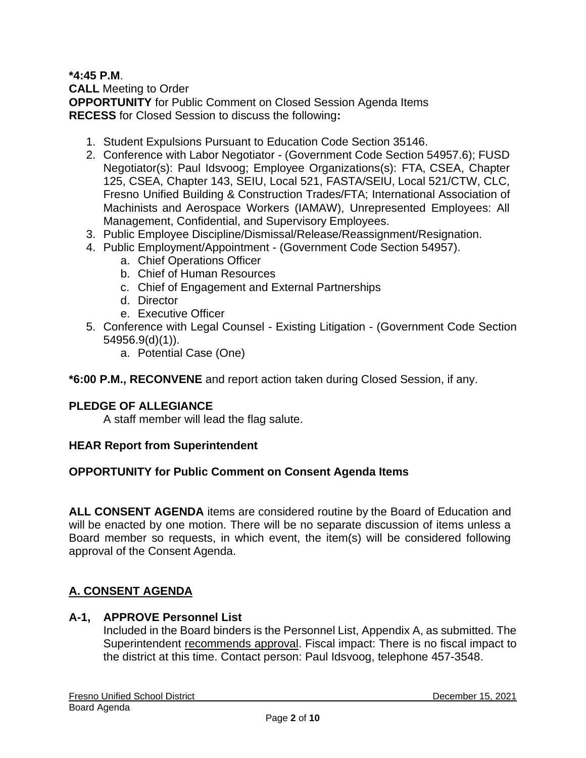**\*4:45 P.M**.
**CALL** Meeting to Order
**OPPORTUNITY** for Public Comment on Closed Session Agenda Items
**RECESS** for Closed Session to discuss the following**:**

1. Student Expulsions Pursuant to Education Code Section 35146.
2. Conference with Labor Negotiator - (Government Code Section 54957.6); FUSD Negotiator(s): Paul Idsvoog; Employee Organizations(s): FTA, CSEA, Chapter 125, CSEA, Chapter 143, SEIU, Local 521, FASTA/SEIU, Local 521/CTW, CLC, Fresno Unified Building & Construction Trades/FTA; International Association of Machinists and Aerospace Workers (IAMAW), Unrepresented Employees: All Management, Confidential, and Supervisory Employees.
3. Public Employee Discipline/Dismissal/Release/Reassignment/Resignation.
4. Public Employment/Appointment - (Government Code Section 54957).
    a. Chief Operations Officer
    b. Chief of Human Resources
    c. Chief of Engagement and External Partnerships
    d. Director
    e. Executive Officer
5. Conference with Legal Counsel - Existing Litigation - (Government Code Section 54956.9(d)(1)).
    a. Potential Case (One)

**\*6:00 P.M., RECONVENE** and report action taken during Closed Session, if any.

**PLEDGE OF ALLEGIANCE**
A staff member will lead the flag salute.

**HEAR Report from Superintendent**

**OPPORTUNITY for Public Comment on Consent Agenda Items**

**ALL CONSENT AGENDA** items are considered routine by the Board of Education and will be enacted by one motion. There will be no separate discussion of items unless a Board member so requests, in which event, the item(s) will be considered following approval of the Consent Agenda.

## A. CONSENT AGENDA

**A-1, APPROVE Personnel List**
Included in the Board binders is the Personnel List, Appendix A, as submitted. The Superintendent recommends approval. Fiscal impact: There is no fiscal impact to the district at this time. Contact person: Paul Idsvoog, telephone 457-3548.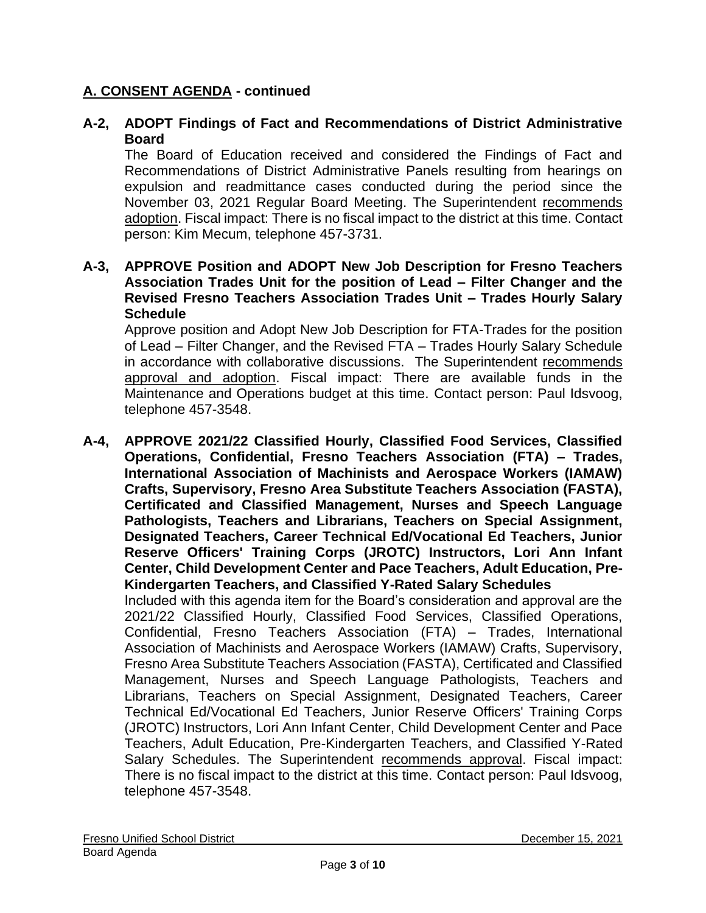## A. CONSENT AGENDA - continued

**A-2, ADOPT Findings of Fact and Recommendations of District Administrative Board**

The Board of Education received and considered the Findings of Fact and Recommendations of District Administrative Panels resulting from hearings on expulsion and readmittance cases conducted during the period since the November 03, 2021 Regular Board Meeting. The Superintendent recommends adoption. Fiscal impact: There is no fiscal impact to the district at this time. Contact person: Kim Mecum, telephone 457-3731.

**A-3, APPROVE Position and ADOPT New Job Description for Fresno Teachers Association Trades Unit for the position of Lead – Filter Changer and the Revised Fresno Teachers Association Trades Unit – Trades Hourly Salary Schedule**

Approve position and Adopt New Job Description for FTA-Trades for the position of Lead – Filter Changer, and the Revised FTA – Trades Hourly Salary Schedule in accordance with collaborative discussions. The Superintendent recommends approval and adoption. Fiscal impact: There are available funds in the Maintenance and Operations budget at this time. Contact person: Paul Idsvoog, telephone 457-3548.

**A-4, APPROVE 2021/22 Classified Hourly, Classified Food Services, Classified Operations, Confidential, Fresno Teachers Association (FTA) – Trades, International Association of Machinists and Aerospace Workers (IAMAW) Crafts, Supervisory, Fresno Area Substitute Teachers Association (FASTA), Certificated and Classified Management, Nurses and Speech Language Pathologists, Teachers and Librarians, Teachers on Special Assignment, Designated Teachers, Career Technical Ed/Vocational Ed Teachers, Junior Reserve Officers' Training Corps (JROTC) Instructors, Lori Ann Infant Center, Child Development Center and Pace Teachers, Adult Education, Pre-Kindergarten Teachers, and Classified Y-Rated Salary Schedules**

Included with this agenda item for the Board's consideration and approval are the 2021/22 Classified Hourly, Classified Food Services, Classified Operations, Confidential, Fresno Teachers Association (FTA) – Trades, International Association of Machinists and Aerospace Workers (IAMAW) Crafts, Supervisory, Fresno Area Substitute Teachers Association (FASTA), Certificated and Classified Management, Nurses and Speech Language Pathologists, Teachers and Librarians, Teachers on Special Assignment, Designated Teachers, Career Technical Ed/Vocational Ed Teachers, Junior Reserve Officers' Training Corps (JROTC) Instructors, Lori Ann Infant Center, Child Development Center and Pace Teachers, Adult Education, Pre-Kindergarten Teachers, and Classified Y-Rated Salary Schedules. The Superintendent recommends approval. Fiscal impact: There is no fiscal impact to the district at this time. Contact person: Paul Idsvoog, telephone 457-3548.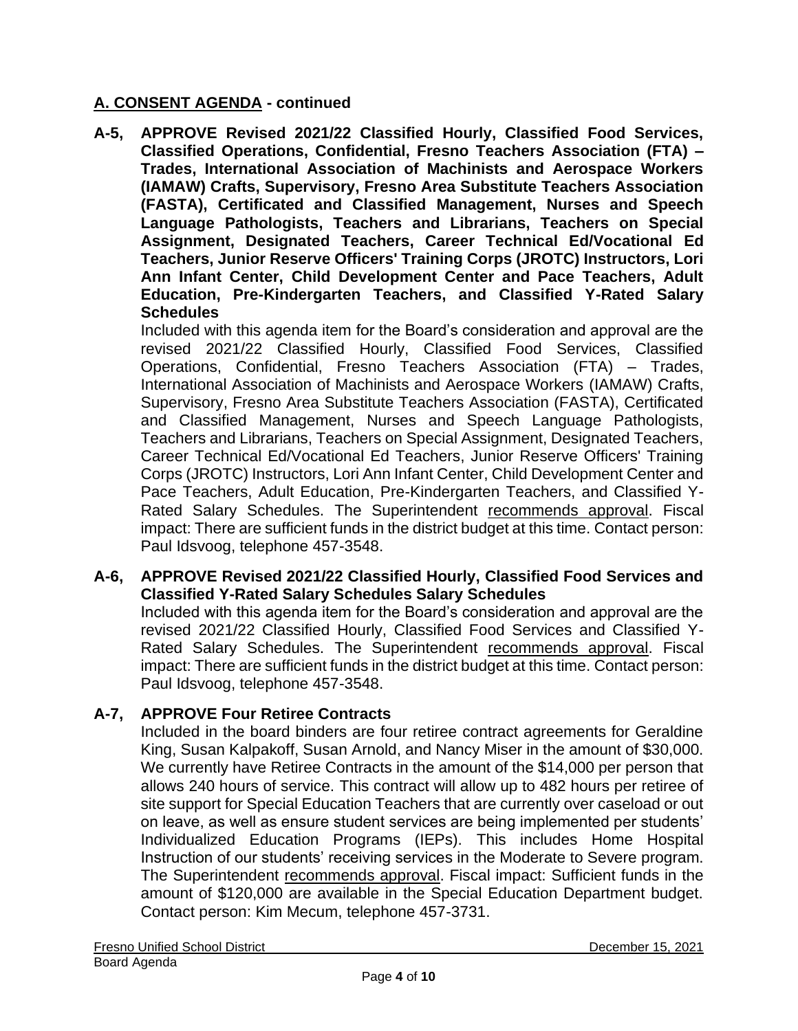## A. CONSENT AGENDA - continued

**A-5, APPROVE Revised 2021/22 Classified Hourly, Classified Food Services, Classified Operations, Confidential, Fresno Teachers Association (FTA) – Trades, International Association of Machinists and Aerospace Workers (IAMAW) Crafts, Supervisory, Fresno Area Substitute Teachers Association (FASTA), Certificated and Classified Management, Nurses and Speech Language Pathologists, Teachers and Librarians, Teachers on Special Assignment, Designated Teachers, Career Technical Ed/Vocational Ed Teachers, Junior Reserve Officers' Training Corps (JROTC) Instructors, Lori Ann Infant Center, Child Development Center and Pace Teachers, Adult Education, Pre-Kindergarten Teachers, and Classified Y-Rated Salary Schedules**

Included with this agenda item for the Board's consideration and approval are the revised 2021/22 Classified Hourly, Classified Food Services, Classified Operations, Confidential, Fresno Teachers Association (FTA) – Trades, International Association of Machinists and Aerospace Workers (IAMAW) Crafts, Supervisory, Fresno Area Substitute Teachers Association (FASTA), Certificated and Classified Management, Nurses and Speech Language Pathologists, Teachers and Librarians, Teachers on Special Assignment, Designated Teachers, Career Technical Ed/Vocational Ed Teachers, Junior Reserve Officers' Training Corps (JROTC) Instructors, Lori Ann Infant Center, Child Development Center and Pace Teachers, Adult Education, Pre-Kindergarten Teachers, and Classified Y-Rated Salary Schedules. The Superintendent recommends approval. Fiscal impact: There are sufficient funds in the district budget at this time. Contact person: Paul Idsvoog, telephone 457-3548.

**A-6, APPROVE Revised 2021/22 Classified Hourly, Classified Food Services and Classified Y-Rated Salary Schedules Salary Schedules**

Included with this agenda item for the Board's consideration and approval are the revised 2021/22 Classified Hourly, Classified Food Services and Classified Y-Rated Salary Schedules. The Superintendent recommends approval. Fiscal impact: There are sufficient funds in the district budget at this time. Contact person: Paul Idsvoog, telephone 457-3548.

**A-7, APPROVE Four Retiree Contracts**

Included in the board binders are four retiree contract agreements for Geraldine King, Susan Kalpakoff, Susan Arnold, and Nancy Miser in the amount of $30,000. We currently have Retiree Contracts in the amount of the $14,000 per person that allows 240 hours of service. This contract will allow up to 482 hours per retiree of site support for Special Education Teachers that are currently over caseload or out on leave, as well as ensure student services are being implemented per students' Individualized Education Programs (IEPs). This includes Home Hospital Instruction of our students' receiving services in the Moderate to Severe program. The Superintendent recommends approval. Fiscal impact: Sufficient funds in the amount of $120,000 are available in the Special Education Department budget. Contact person: Kim Mecum, telephone 457-3731.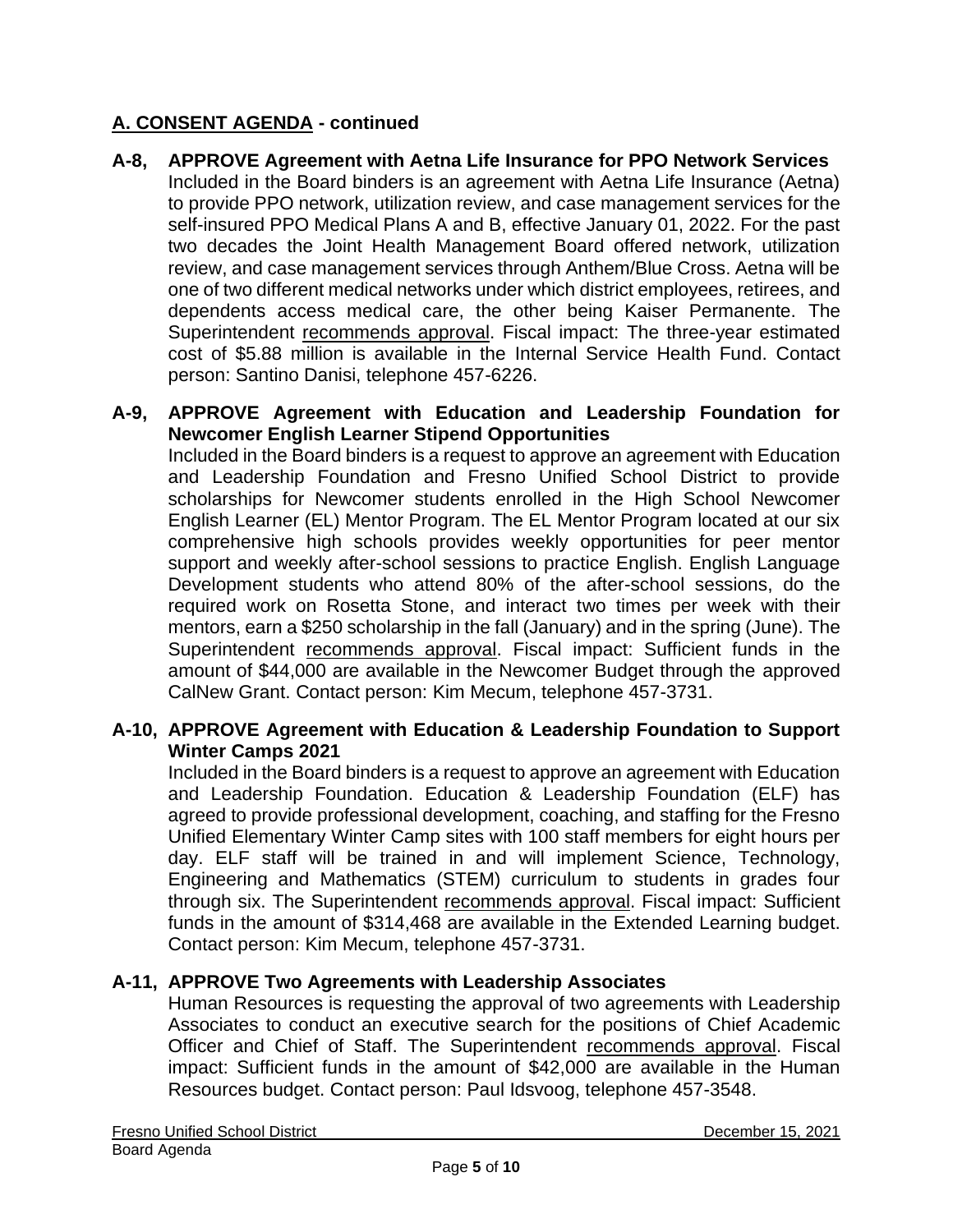## A. CONSENT AGENDA - continued

**A-8, APPROVE Agreement with Aetna Life Insurance for PPO Network Services**

Included in the Board binders is an agreement with Aetna Life Insurance (Aetna) to provide PPO network, utilization review, and case management services for the self-insured PPO Medical Plans A and B, effective January 01, 2022. For the past two decades the Joint Health Management Board offered network, utilization review, and case management services through Anthem/Blue Cross. Aetna will be one of two different medical networks under which district employees, retirees, and dependents access medical care, the other being Kaiser Permanente. The Superintendent recommends approval. Fiscal impact: The three-year estimated cost of $5.88 million is available in the Internal Service Health Fund. Contact person: Santino Danisi, telephone 457-6226.

**A-9, APPROVE Agreement with Education and Leadership Foundation for Newcomer English Learner Stipend Opportunities**

Included in the Board binders is a request to approve an agreement with Education and Leadership Foundation and Fresno Unified School District to provide scholarships for Newcomer students enrolled in the High School Newcomer English Learner (EL) Mentor Program. The EL Mentor Program located at our six comprehensive high schools provides weekly opportunities for peer mentor support and weekly after-school sessions to practice English. English Language Development students who attend 80% of the after-school sessions, do the required work on Rosetta Stone, and interact two times per week with their mentors, earn a $250 scholarship in the fall (January) and in the spring (June). The Superintendent recommends approval. Fiscal impact: Sufficient funds in the amount of $44,000 are available in the Newcomer Budget through the approved CalNew Grant. Contact person: Kim Mecum, telephone 457-3731.

**A-10, APPROVE Agreement with Education & Leadership Foundation to Support Winter Camps 2021**

Included in the Board binders is a request to approve an agreement with Education and Leadership Foundation. Education & Leadership Foundation (ELF) has agreed to provide professional development, coaching, and staffing for the Fresno Unified Elementary Winter Camp sites with 100 staff members for eight hours per day. ELF staff will be trained in and will implement Science, Technology, Engineering and Mathematics (STEM) curriculum to students in grades four through six. The Superintendent recommends approval. Fiscal impact: Sufficient funds in the amount of $314,468 are available in the Extended Learning budget. Contact person: Kim Mecum, telephone 457-3731.

**A-11, APPROVE Two Agreements with Leadership Associates**

Human Resources is requesting the approval of two agreements with Leadership Associates to conduct an executive search for the positions of Chief Academic Officer and Chief of Staff. The Superintendent recommends approval. Fiscal impact: Sufficient funds in the amount of $42,000 are available in the Human Resources budget. Contact person: Paul Idsvoog, telephone 457-3548.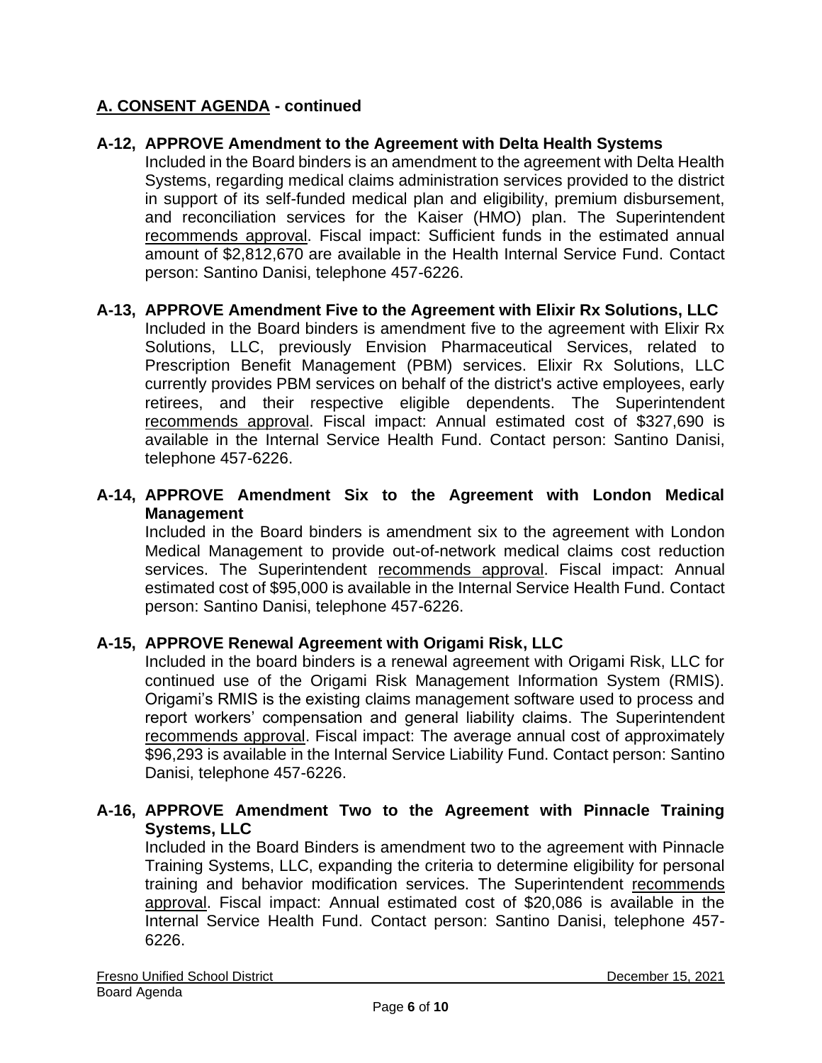## A. CONSENT AGENDA - continued

**A-12, APPROVE Amendment to the Agreement with Delta Health Systems**

Included in the Board binders is an amendment to the agreement with Delta Health Systems, regarding medical claims administration services provided to the district in support of its self-funded medical plan and eligibility, premium disbursement, and reconciliation services for the Kaiser (HMO) plan. The Superintendent recommends approval. Fiscal impact: Sufficient funds in the estimated annual amount of $2,812,670 are available in the Health Internal Service Fund. Contact person: Santino Danisi, telephone 457-6226.

**A-13, APPROVE Amendment Five to the Agreement with Elixir Rx Solutions, LLC**

Included in the Board binders is amendment five to the agreement with Elixir Rx Solutions, LLC, previously Envision Pharmaceutical Services, related to Prescription Benefit Management (PBM) services. Elixir Rx Solutions, LLC currently provides PBM services on behalf of the district's active employees, early retirees, and their respective eligible dependents. The Superintendent recommends approval. Fiscal impact: Annual estimated cost of $327,690 is available in the Internal Service Health Fund. Contact person: Santino Danisi, telephone 457-6226.

**A-14, APPROVE Amendment Six to the Agreement with London Medical Management**

Included in the Board binders is amendment six to the agreement with London Medical Management to provide out-of-network medical claims cost reduction services. The Superintendent recommends approval. Fiscal impact: Annual estimated cost of $95,000 is available in the Internal Service Health Fund. Contact person: Santino Danisi, telephone 457-6226.

**A-15, APPROVE Renewal Agreement with Origami Risk, LLC**

Included in the board binders is a renewal agreement with Origami Risk, LLC for continued use of the Origami Risk Management Information System (RMIS). Origami's RMIS is the existing claims management software used to process and report workers' compensation and general liability claims. The Superintendent recommends approval. Fiscal impact: The average annual cost of approximately $96,293 is available in the Internal Service Liability Fund. Contact person: Santino Danisi, telephone 457-6226.

**A-16, APPROVE Amendment Two to the Agreement with Pinnacle Training Systems, LLC**

Included in the Board Binders is amendment two to the agreement with Pinnacle Training Systems, LLC, expanding the criteria to determine eligibility for personal training and behavior modification services. The Superintendent recommends approval. Fiscal impact: Annual estimated cost of $20,086 is available in the Internal Service Health Fund. Contact person: Santino Danisi, telephone 457-6226.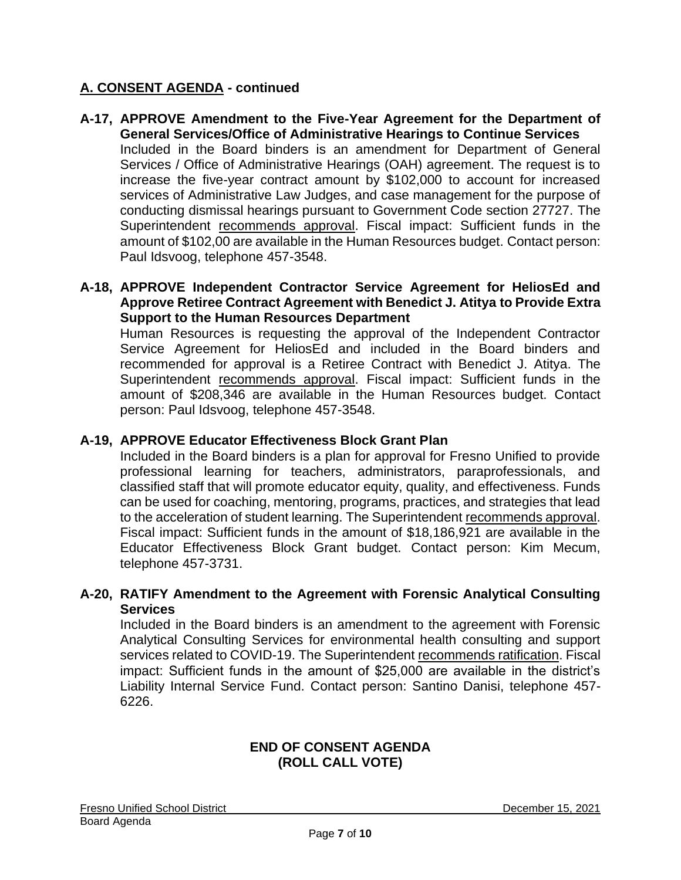## A. CONSENT AGENDA - continued

**A-17, APPROVE Amendment to the Five-Year Agreement for the Department of General Services/Office of Administrative Hearings to Continue Services**

Included in the Board binders is an amendment for Department of General Services / Office of Administrative Hearings (OAH) agreement. The request is to increase the five-year contract amount by $102,000 to account for increased services of Administrative Law Judges, and case management for the purpose of conducting dismissal hearings pursuant to Government Code section 27727. The Superintendent recommends approval. Fiscal impact: Sufficient funds in the amount of $102,00 are available in the Human Resources budget. Contact person: Paul Idsvoog, telephone 457-3548.

**A-18, APPROVE Independent Contractor Service Agreement for HeliosEd and Approve Retiree Contract Agreement with Benedict J. Atitya to Provide Extra Support to the Human Resources Department**

Human Resources is requesting the approval of the Independent Contractor Service Agreement for HeliosEd and included in the Board binders and recommended for approval is a Retiree Contract with Benedict J. Atitya. The Superintendent recommends approval. Fiscal impact: Sufficient funds in the amount of $208,346 are available in the Human Resources budget. Contact person: Paul Idsvoog, telephone 457-3548.

**A-19, APPROVE Educator Effectiveness Block Grant Plan**

Included in the Board binders is a plan for approval for Fresno Unified to provide professional learning for teachers, administrators, paraprofessionals, and classified staff that will promote educator equity, quality, and effectiveness. Funds can be used for coaching, mentoring, programs, practices, and strategies that lead to the acceleration of student learning. The Superintendent recommends approval. Fiscal impact: Sufficient funds in the amount of $18,186,921 are available in the Educator Effectiveness Block Grant budget. Contact person: Kim Mecum, telephone 457-3731.

**A-20, RATIFY Amendment to the Agreement with Forensic Analytical Consulting Services**

Included in the Board binders is an amendment to the agreement with Forensic Analytical Consulting Services for environmental health consulting and support services related to COVID-19. The Superintendent recommends ratification. Fiscal impact: Sufficient funds in the amount of $25,000 are available in the district's Liability Internal Service Fund. Contact person: Santino Danisi, telephone 457-6226.

**END OF CONSENT AGENDA**
**(ROLL CALL VOTE)**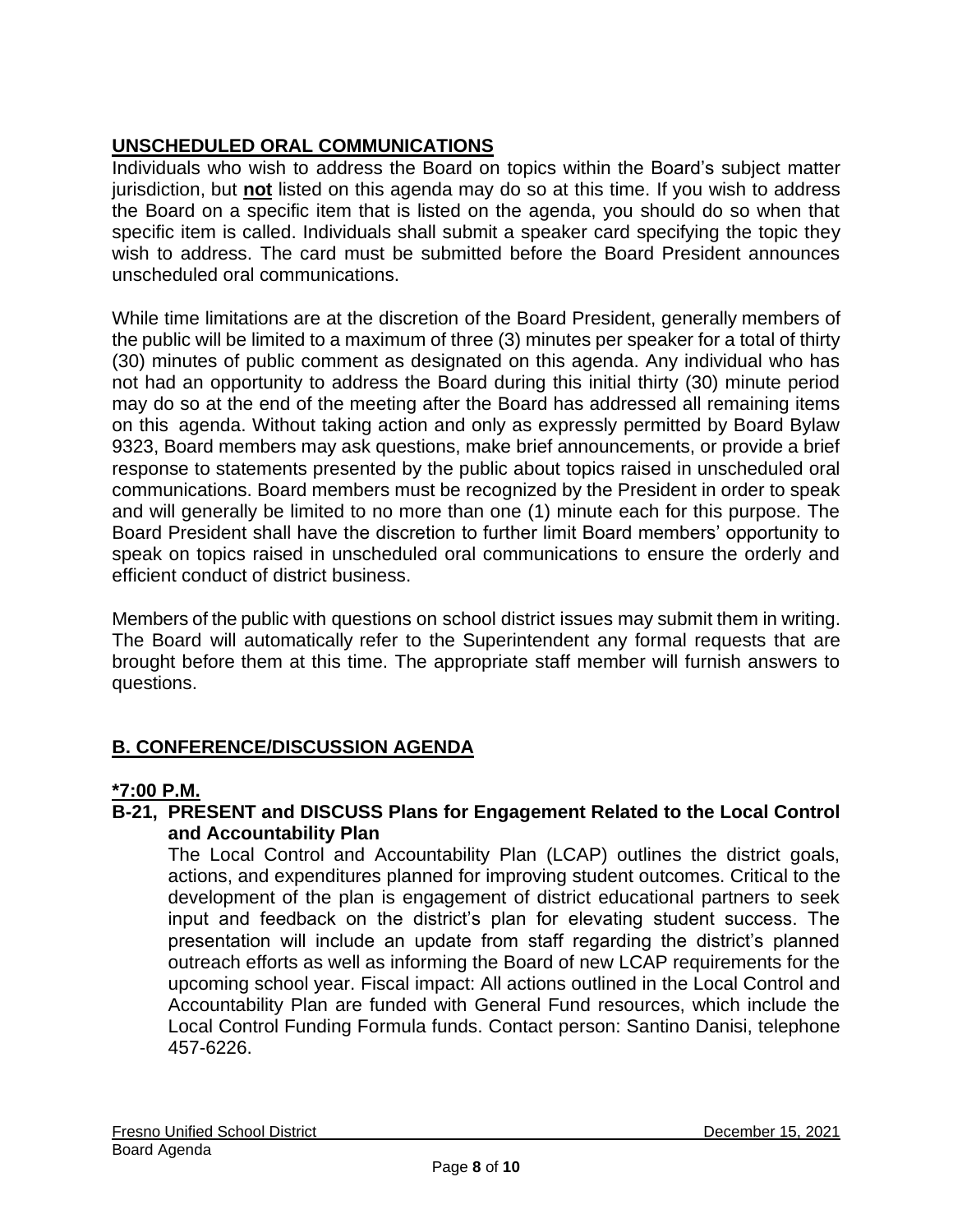## UNSCHEDULED ORAL COMMUNICATIONS

Individuals who wish to address the Board on topics within the Board's subject matter jurisdiction, but **not** listed on this agenda may do so at this time. If you wish to address the Board on a specific item that is listed on the agenda, you should do so when that specific item is called. Individuals shall submit a speaker card specifying the topic they wish to address. The card must be submitted before the Board President announces unscheduled oral communications.

While time limitations are at the discretion of the Board President, generally members of the public will be limited to a maximum of three (3) minutes per speaker for a total of thirty (30) minutes of public comment as designated on this agenda. Any individual who has not had an opportunity to address the Board during this initial thirty (30) minute period may do so at the end of the meeting after the Board has addressed all remaining items on this agenda. Without taking action and only as expressly permitted by Board Bylaw 9323, Board members may ask questions, make brief announcements, or provide a brief response to statements presented by the public about topics raised in unscheduled oral communications. Board members must be recognized by the President in order to speak and will generally be limited to no more than one (1) minute each for this purpose. The Board President shall have the discretion to further limit Board members' opportunity to speak on topics raised in unscheduled oral communications to ensure the orderly and efficient conduct of district business.

Members of the public with questions on school district issues may submit them in writing. The Board will automatically refer to the Superintendent any formal requests that are brought before them at this time. The appropriate staff member will furnish answers to questions.

## B. CONFERENCE/DISCUSSION AGENDA

**\*7:00 P.M.**

**B-21, PRESENT and DISCUSS Plans for Engagement Related to the Local Control and Accountability Plan**

The Local Control and Accountability Plan (LCAP) outlines the district goals, actions, and expenditures planned for improving student outcomes. Critical to the development of the plan is engagement of district educational partners to seek input and feedback on the district's plan for elevating student success. The presentation will include an update from staff regarding the district's planned outreach efforts as well as informing the Board of new LCAP requirements for the upcoming school year. Fiscal impact: All actions outlined in the Local Control and Accountability Plan are funded with General Fund resources, which include the Local Control Funding Formula funds. Contact person: Santino Danisi, telephone 457-6226.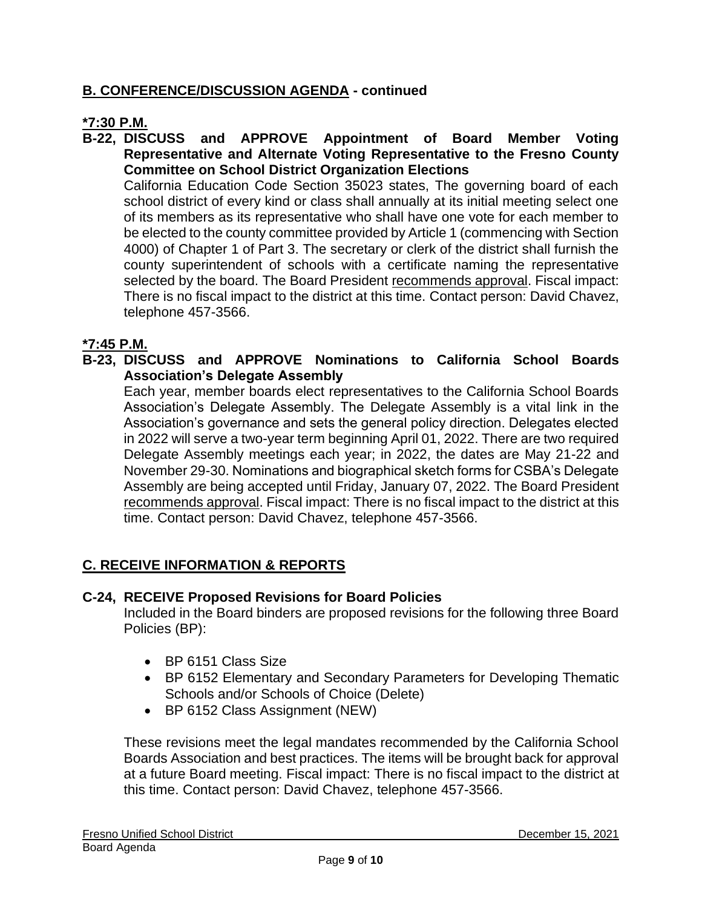## B. CONFERENCE/DISCUSSION AGENDA - continued

**\*7:30 P.M.**

**B-22, DISCUSS and APPROVE Appointment of Board Member Voting Representative and Alternate Voting Representative to the Fresno County Committee on School District Organization Elections**

California Education Code Section 35023 states, The governing board of each school district of every kind or class shall annually at its initial meeting select one of its members as its representative who shall have one vote for each member to be elected to the county committee provided by Article 1 (commencing with Section 4000) of Chapter 1 of Part 3. The secretary or clerk of the district shall furnish the county superintendent of schools with a certificate naming the representative selected by the board. The Board President recommends approval. Fiscal impact: There is no fiscal impact to the district at this time. Contact person: David Chavez, telephone 457-3566.

**\*7:45 P.M.**

**B-23, DISCUSS and APPROVE Nominations to California School Boards Association's Delegate Assembly**

Each year, member boards elect representatives to the California School Boards Association's Delegate Assembly. The Delegate Assembly is a vital link in the Association's governance and sets the general policy direction. Delegates elected in 2022 will serve a two-year term beginning April 01, 2022. There are two required Delegate Assembly meetings each year; in 2022, the dates are May 21-22 and November 29-30. Nominations and biographical sketch forms for CSBA's Delegate Assembly are being accepted until Friday, January 07, 2022. The Board President recommends approval. Fiscal impact: There is no fiscal impact to the district at this time. Contact person: David Chavez, telephone 457-3566.

## C. RECEIVE INFORMATION & REPORTS

**C-24, RECEIVE Proposed Revisions for Board Policies**

Included in the Board binders are proposed revisions for the following three Board Policies (BP):

- BP 6151 Class Size
- BP 6152 Elementary and Secondary Parameters for Developing Thematic Schools and/or Schools of Choice (Delete)
- BP 6152 Class Assignment (NEW)

These revisions meet the legal mandates recommended by the California School Boards Association and best practices. The items will be brought back for approval at a future Board meeting. Fiscal impact: There is no fiscal impact to the district at this time. Contact person: David Chavez, telephone 457-3566.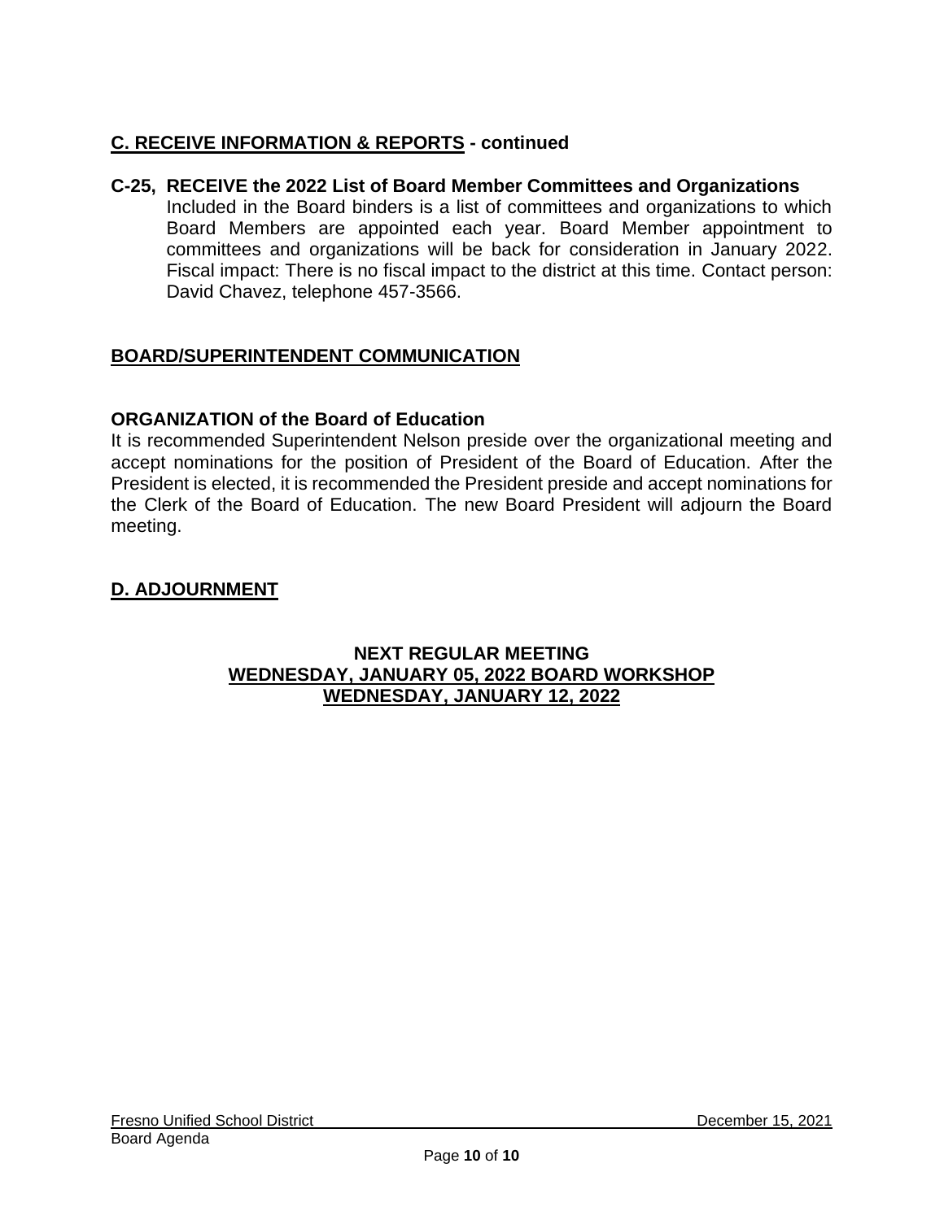## C. RECEIVE INFORMATION & REPORTS - continued

**C-25, RECEIVE the 2022 List of Board Member Committees and Organizations**
Included in the Board binders is a list of committees and organizations to which Board Members are appointed each year. Board Member appointment to committees and organizations will be back for consideration in January 2022. Fiscal impact: There is no fiscal impact to the district at this time. Contact person: David Chavez, telephone 457-3566.

## BOARD/SUPERINTENDENT COMMUNICATION

**ORGANIZATION of the Board of Education**
It is recommended Superintendent Nelson preside over the organizational meeting and accept nominations for the position of President of the Board of Education. After the President is elected, it is recommended the President preside and accept nominations for the Clerk of the Board of Education. The new Board President will adjourn the Board meeting.

## D. ADJOURNMENT

**NEXT REGULAR MEETING**
**WEDNESDAY, JANUARY 05, 2022 BOARD WORKSHOP**
**WEDNESDAY, JANUARY 12, 2022**